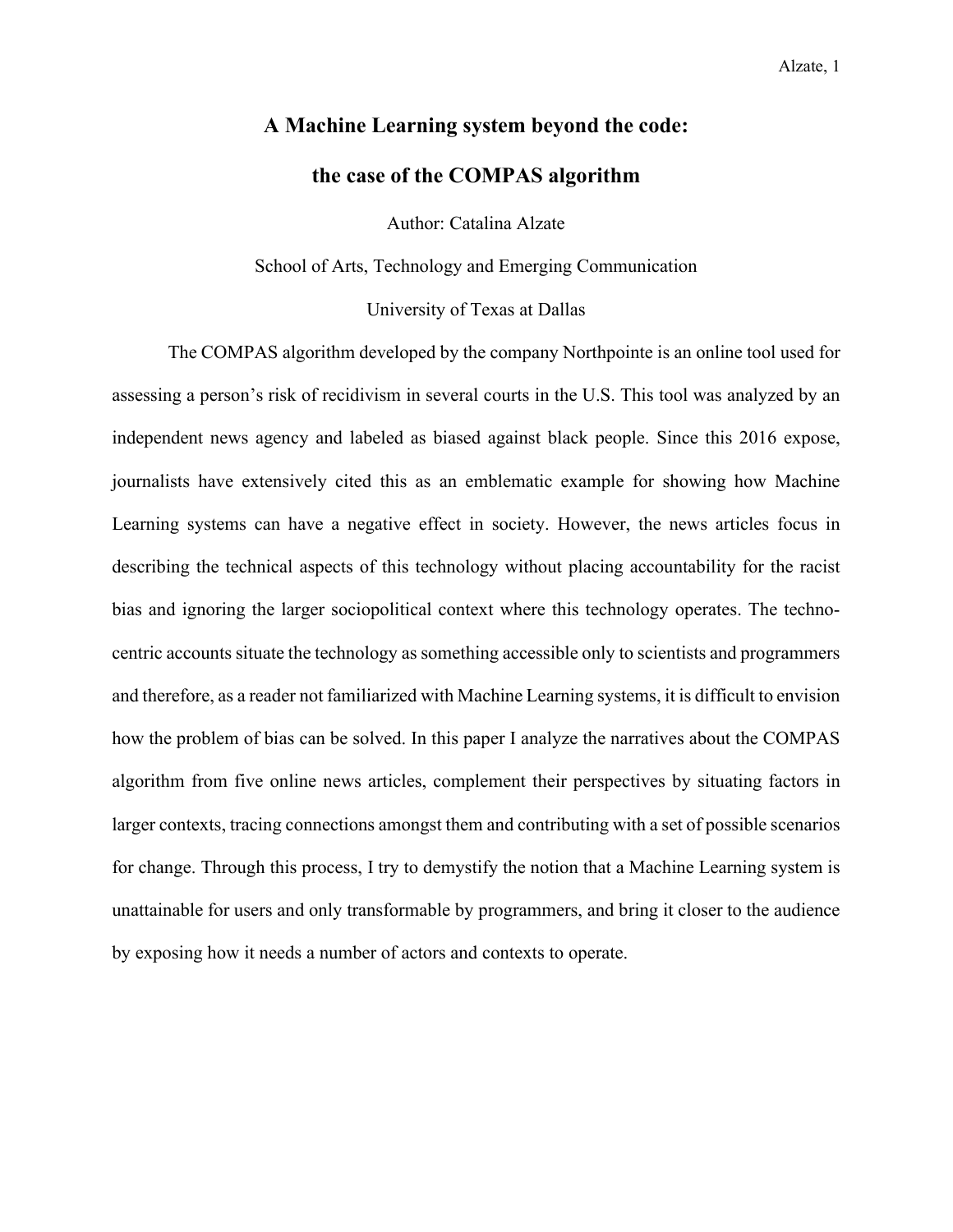# A Machine Learning system beyond the code:

# the case of the COMPAS algorithm

Author: Catalina Alzate

School of Arts, Technology and Emerging Communication

University of Texas at Dallas

The COMPAS algorithm developed by the company Northpointe is an online tool used for assessing a person's risk of recidivism in several courts in the U.S. This tool was analyzed by an independent news agency and labeled as biased against black people. Since this 2016 expose, journalists have extensively cited this as an emblematic example for showing how Machine Learning systems can have a negative effect in society. However, the news articles focus in describing the technical aspects of this technology without placing accountability for the racist bias and ignoring the larger sociopolitical context where this technology operates. The techno-centric accounts situate the technology as something accessible only to scientists and programmers and therefore, as a reader not familiarized with Machine Learning systems, it is difficult to envision how the problem of bias can be solved. In this paper I analyze the narratives about the COMPAS algorithm from five online news articles, complement their perspectives by situating factors in larger contexts, tracing connections amongst them and contributing with a set of possible scenarios for change. Through this process, I try to demystify the notion that a Machine Learning system is unattainable for users and only transformable by programmers, and bring it closer to the audience by exposing how it needs a number of actors and contexts to operate.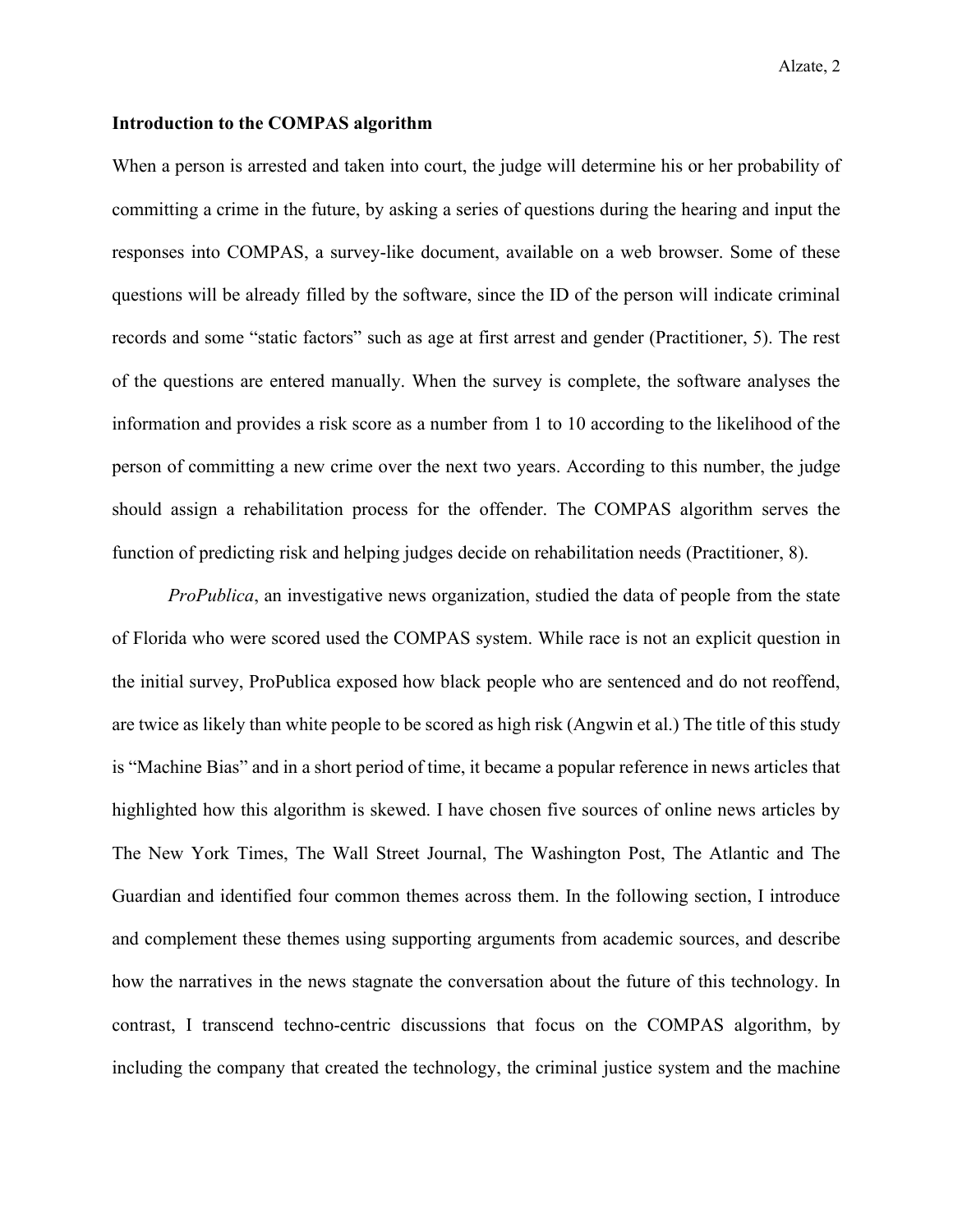**Introduction to the COMPAS algorithm**

When a person is arrested and taken into court, the judge will determine his or her probability of committing a crime in the future, by asking a series of questions during the hearing and input the responses into COMPAS, a survey-like document, available on a web browser. Some of these questions will be already filled by the software, since the ID of the person will indicate criminal records and some "static factors" such as age at first arrest and gender (Practitioner, 5). The rest of the questions are entered manually. When the survey is complete, the software analyses the information and provides a risk score as a number from 1 to 10 according to the likelihood of the person of committing a new crime over the next two years. According to this number, the judge should assign a rehabilitation process for the offender. The COMPAS algorithm serves the function of predicting risk and helping judges decide on rehabilitation needs (Practitioner, 8).

*ProPublica*, an investigative news organization, studied the data of people from the state of Florida who were scored used the COMPAS system. While race is not an explicit question in the initial survey, ProPublica exposed how black people who are sentenced and do not reoffend, are twice as likely than white people to be scored as high risk (Angwin et al.) The title of this study is "Machine Bias" and in a short period of time, it became a popular reference in news articles that highlighted how this algorithm is skewed. I have chosen five sources of online news articles by The New York Times, The Wall Street Journal, The Washington Post, The Atlantic and The Guardian and identified four common themes across them. In the following section, I introduce and complement these themes using supporting arguments from academic sources, and describe how the narratives in the news stagnate the conversation about the future of this technology. In contrast, I transcend techno-centric discussions that focus on the COMPAS algorithm, by including the company that created the technology, the criminal justice system and the machine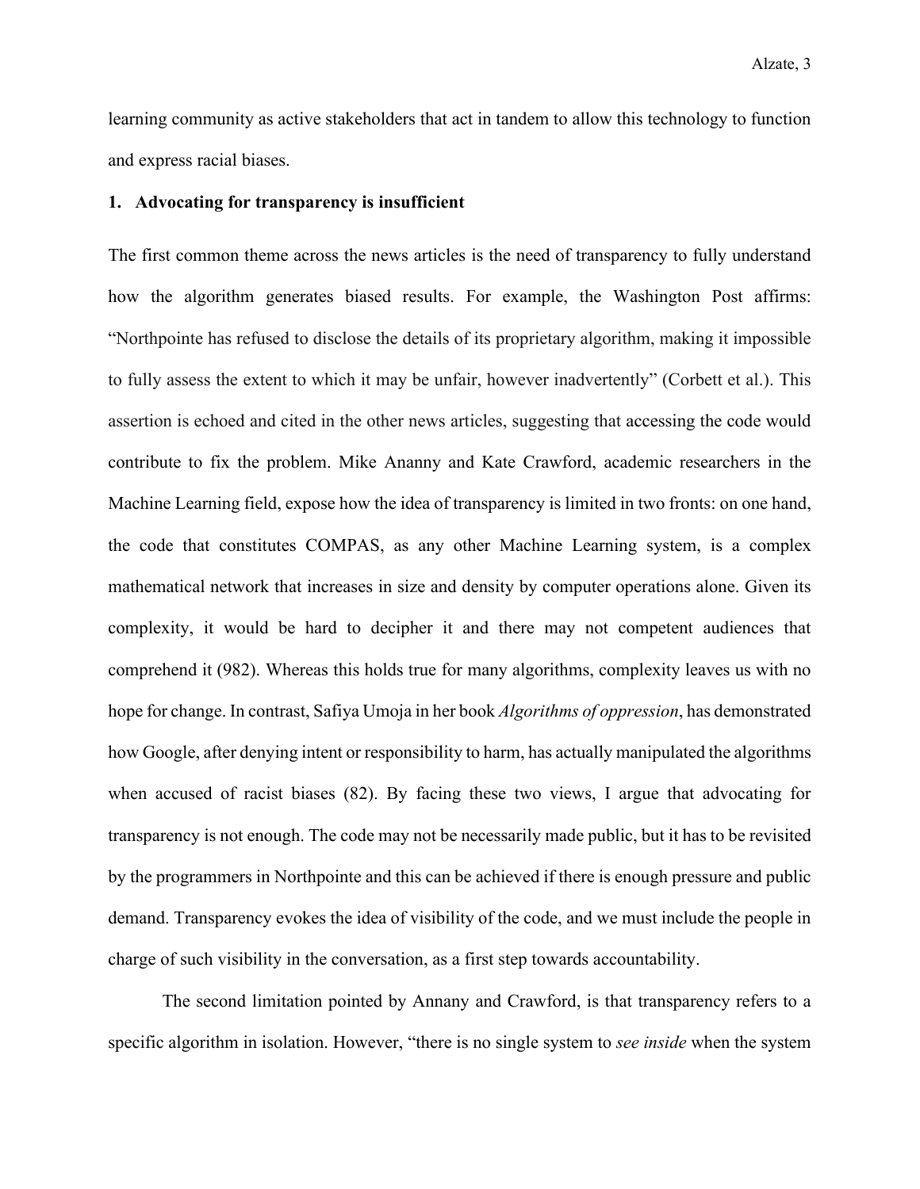learning community as active stakeholders that act in tandem to allow this technology to function and express racial biases.

## 1. Advocating for transparency is insufficient

The first common theme across the news articles is the need of transparency to fully understand how the algorithm generates biased results. For example, the Washington Post affirms: "Northpointe has refused to disclose the details of its proprietary algorithm, making it impossible to fully assess the extent to which it may be unfair, however inadvertently" (Corbett et al.). This assertion is echoed and cited in the other news articles, suggesting that accessing the code would contribute to fix the problem. Mike Ananny and Kate Crawford, academic researchers in the Machine Learning field, expose how the idea of transparency is limited in two fronts: on one hand, the code that constitutes COMPAS, as any other Machine Learning system, is a complex mathematical network that increases in size and density by computer operations alone. Given its complexity, it would be hard to decipher it and there may not competent audiences that comprehend it (982). Whereas this holds true for many algorithms, complexity leaves us with no hope for change. In contrast, Safiya Umoja in her book *Algorithms of oppression*, has demonstrated how Google, after denying intent or responsibility to harm, has actually manipulated the algorithms when accused of racist biases (82). By facing these two views, I argue that advocating for transparency is not enough. The code may not be necessarily made public, but it has to be revisited by the programmers in Northpointe and this can be achieved if there is enough pressure and public demand. Transparency evokes the idea of visibility of the code, and we must include the people in charge of such visibility in the conversation, as a first step towards accountability.

The second limitation pointed by Annany and Crawford, is that transparency refers to a specific algorithm in isolation. However, "there is no single system to *see inside* when the system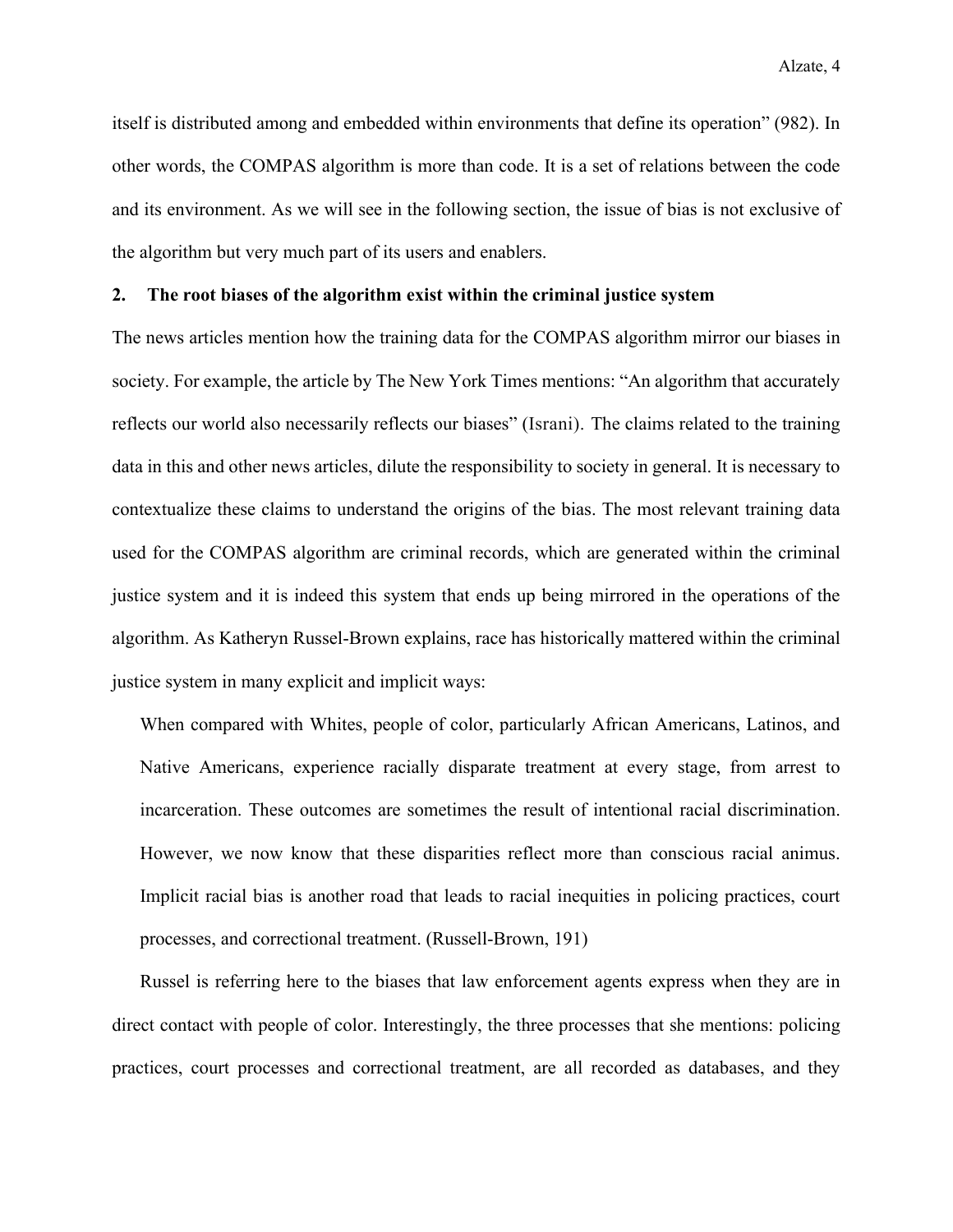itself is distributed among and embedded within environments that define its operation" (982). In other words, the COMPAS algorithm is more than code. It is a set of relations between the code and its environment. As we will see in the following section, the issue of bias is not exclusive of the algorithm but very much part of its users and enablers.

## 2. The root biases of the algorithm exist within the criminal justice system

The news articles mention how the training data for the COMPAS algorithm mirror our biases in society. For example, the article by The New York Times mentions: "An algorithm that accurately reflects our world also necessarily reflects our biases" (Israni). The claims related to the training data in this and other news articles, dilute the responsibility to society in general. It is necessary to contextualize these claims to understand the origins of the bias. The most relevant training data used for the COMPAS algorithm are criminal records, which are generated within the criminal justice system and it is indeed this system that ends up being mirrored in the operations of the algorithm. As Katheryn Russel-Brown explains, race has historically mattered within the criminal justice system in many explicit and implicit ways:

> When compared with Whites, people of color, particularly African Americans, Latinos, and Native Americans, experience racially disparate treatment at every stage, from arrest to incarceration. These outcomes are sometimes the result of intentional racial discrimination. However, we now know that these disparities reflect more than conscious racial animus. Implicit racial bias is another road that leads to racial inequities in policing practices, court processes, and correctional treatment. (Russell-Brown, 191)

Russel is referring here to the biases that law enforcement agents express when they are in direct contact with people of color. Interestingly, the three processes that she mentions: policing practices, court processes and correctional treatment, are all recorded as databases, and they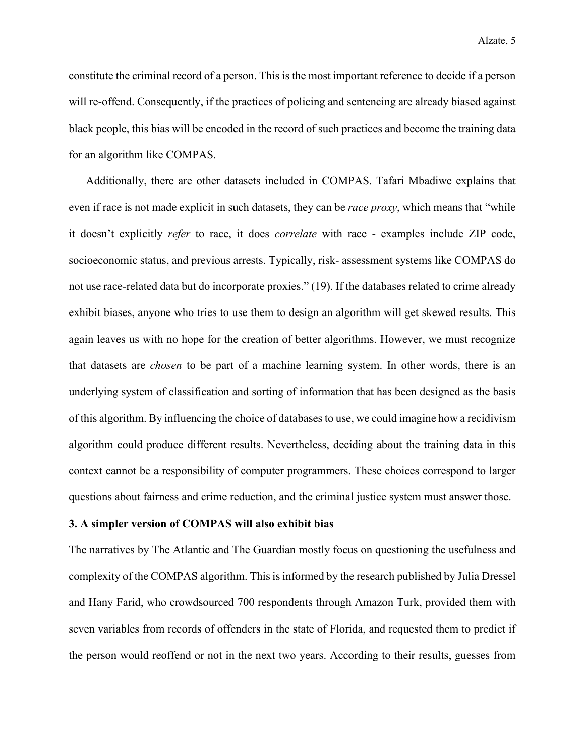constitute the criminal record of a person. This is the most important reference to decide if a person will re-offend. Consequently, if the practices of policing and sentencing are already biased against black people, this bias will be encoded in the record of such practices and become the training data for an algorithm like COMPAS.

Additionally, there are other datasets included in COMPAS. Tafari Mbadiwe explains that even if race is not made explicit in such datasets, they can be *race proxy*, which means that "while it doesn't explicitly *refer* to race, it does *correlate* with race - examples include ZIP code, socioeconomic status, and previous arrests. Typically, risk- assessment systems like COMPAS do not use race-related data but do incorporate proxies." (19). If the databases related to crime already exhibit biases, anyone who tries to use them to design an algorithm will get skewed results. This again leaves us with no hope for the creation of better algorithms. However, we must recognize that datasets are *chosen* to be part of a machine learning system. In other words, there is an underlying system of classification and sorting of information that has been designed as the basis of this algorithm. By influencing the choice of databases to use, we could imagine how a recidivism algorithm could produce different results. Nevertheless, deciding about the training data in this context cannot be a responsibility of computer programmers. These choices correspond to larger questions about fairness and crime reduction, and the criminal justice system must answer those.

### 3. A simpler version of COMPAS will also exhibit bias

The narratives by The Atlantic and The Guardian mostly focus on questioning the usefulness and complexity of the COMPAS algorithm. This is informed by the research published by Julia Dressel and Hany Farid, who crowdsourced 700 respondents through Amazon Turk, provided them with seven variables from records of offenders in the state of Florida, and requested them to predict if the person would reoffend or not in the next two years. According to their results, guesses from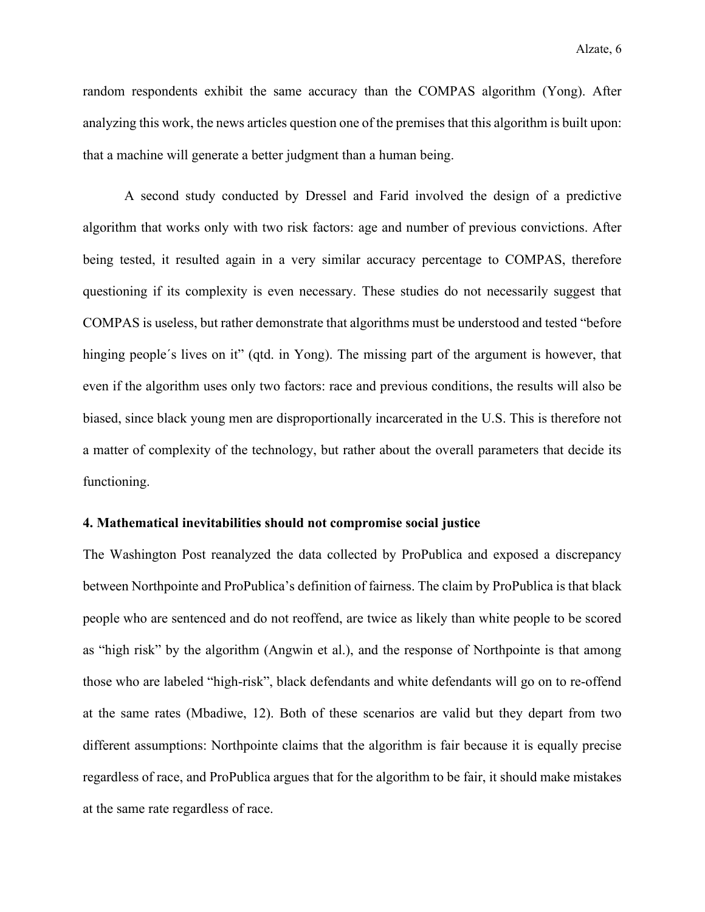random respondents exhibit the same accuracy than the COMPAS algorithm (Yong). After analyzing this work, the news articles question one of the premises that this algorithm is built upon: that a machine will generate a better judgment than a human being.

A second study conducted by Dressel and Farid involved the design of a predictive algorithm that works only with two risk factors: age and number of previous convictions. After being tested, it resulted again in a very similar accuracy percentage to COMPAS, therefore questioning if its complexity is even necessary. These studies do not necessarily suggest that COMPAS is useless, but rather demonstrate that algorithms must be understood and tested "before hinging people´s lives on it" (qtd. in Yong). The missing part of the argument is however, that even if the algorithm uses only two factors: race and previous conditions, the results will also be biased, since black young men are disproportionally incarcerated in the U.S. This is therefore not a matter of complexity of the technology, but rather about the overall parameters that decide its functioning.

**4. Mathematical inevitabilities should not compromise social justice**

The Washington Post reanalyzed the data collected by ProPublica and exposed a discrepancy between Northpointe and ProPublica's definition of fairness. The claim by ProPublica is that black people who are sentenced and do not reoffend, are twice as likely than white people to be scored as "high risk" by the algorithm (Angwin et al.), and the response of Northpointe is that among those who are labeled "high-risk", black defendants and white defendants will go on to re-offend at the same rates (Mbadiwe, 12). Both of these scenarios are valid but they depart from two different assumptions: Northpointe claims that the algorithm is fair because it is equally precise regardless of race, and ProPublica argues that for the algorithm to be fair, it should make mistakes at the same rate regardless of race.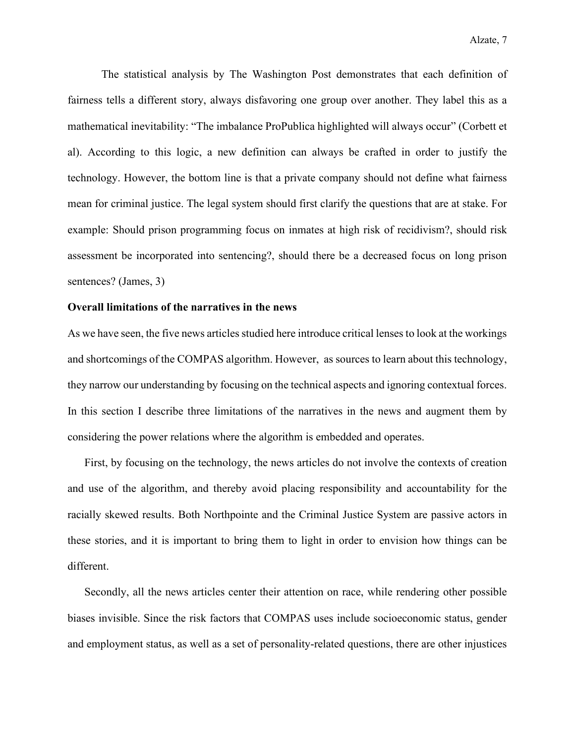The statistical analysis by The Washington Post demonstrates that each definition of fairness tells a different story, always disfavoring one group over another. They label this as a mathematical inevitability: "The imbalance ProPublica highlighted will always occur" (Corbett et al). According to this logic, a new definition can always be crafted in order to justify the technology. However, the bottom line is that a private company should not define what fairness mean for criminal justice. The legal system should first clarify the questions that are at stake. For example: Should prison programming focus on inmates at high risk of recidivism?, should risk assessment be incorporated into sentencing?, should there be a decreased focus on long prison sentences? (James, 3)

**Overall limitations of the narratives in the news**

As we have seen, the five news articles studied here introduce critical lenses to look at the workings and shortcomings of the COMPAS algorithm. However, as sources to learn about this technology, they narrow our understanding by focusing on the technical aspects and ignoring contextual forces. In this section I describe three limitations of the narratives in the news and augment them by considering the power relations where the algorithm is embedded and operates.

First, by focusing on the technology, the news articles do not involve the contexts of creation and use of the algorithm, and thereby avoid placing responsibility and accountability for the racially skewed results. Both Northpointe and the Criminal Justice System are passive actors in these stories, and it is important to bring them to light in order to envision how things can be different.

Secondly, all the news articles center their attention on race, while rendering other possible biases invisible. Since the risk factors that COMPAS uses include socioeconomic status, gender and employment status, as well as a set of personality-related questions, there are other injustices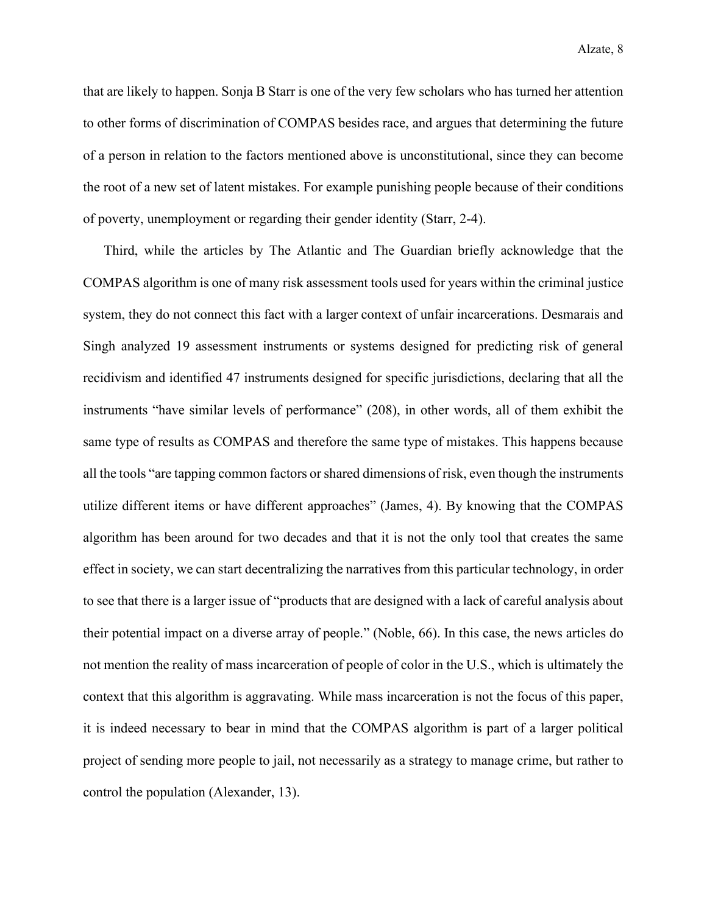that are likely to happen. Sonja B Starr is one of the very few scholars who has turned her attention to other forms of discrimination of COMPAS besides race, and argues that determining the future of a person in relation to the factors mentioned above is unconstitutional, since they can become the root of a new set of latent mistakes. For example punishing people because of their conditions of poverty, unemployment or regarding their gender identity (Starr, 2-4).

Third, while the articles by The Atlantic and The Guardian briefly acknowledge that the COMPAS algorithm is one of many risk assessment tools used for years within the criminal justice system, they do not connect this fact with a larger context of unfair incarcerations. Desmarais and Singh analyzed 19 assessment instruments or systems designed for predicting risk of general recidivism and identified 47 instruments designed for specific jurisdictions, declaring that all the instruments "have similar levels of performance" (208), in other words, all of them exhibit the same type of results as COMPAS and therefore the same type of mistakes. This happens because all the tools "are tapping common factors or shared dimensions of risk, even though the instruments utilize different items or have different approaches" (James, 4). By knowing that the COMPAS algorithm has been around for two decades and that it is not the only tool that creates the same effect in society, we can start decentralizing the narratives from this particular technology, in order to see that there is a larger issue of "products that are designed with a lack of careful analysis about their potential impact on a diverse array of people." (Noble, 66). In this case, the news articles do not mention the reality of mass incarceration of people of color in the U.S., which is ultimately the context that this algorithm is aggravating. While mass incarceration is not the focus of this paper, it is indeed necessary to bear in mind that the COMPAS algorithm is part of a larger political project of sending more people to jail, not necessarily as a strategy to manage crime, but rather to control the population (Alexander, 13).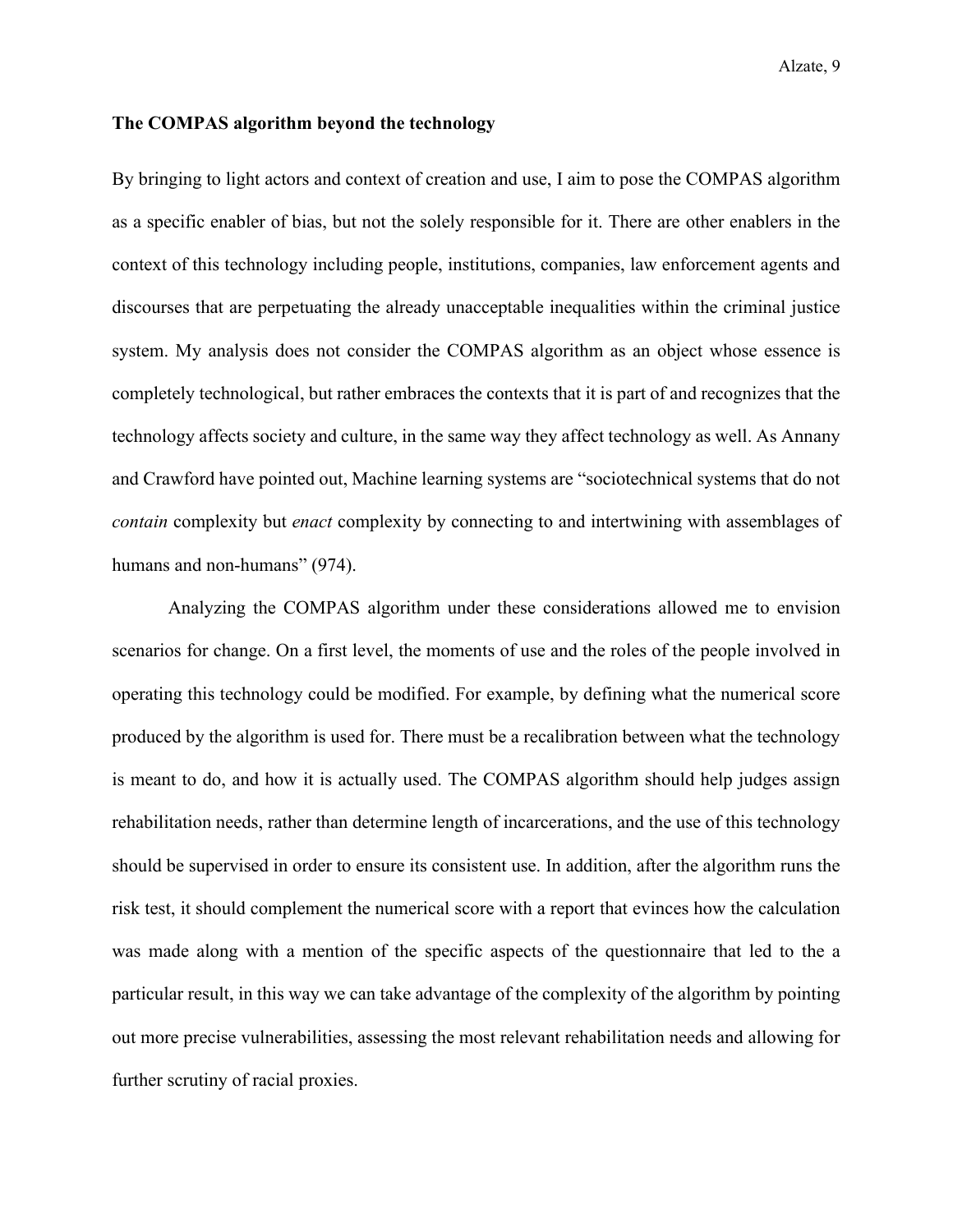**The COMPAS algorithm beyond the technology**

By bringing to light actors and context of creation and use, I aim to pose the COMPAS algorithm as a specific enabler of bias, but not the solely responsible for it. There are other enablers in the context of this technology including people, institutions, companies, law enforcement agents and discourses that are perpetuating the already unacceptable inequalities within the criminal justice system. My analysis does not consider the COMPAS algorithm as an object whose essence is completely technological, but rather embraces the contexts that it is part of and recognizes that the technology affects society and culture, in the same way they affect technology as well. As Annany and Crawford have pointed out, Machine learning systems are "sociotechnical systems that do not *contain* complexity but *enact* complexity by connecting to and intertwining with assemblages of humans and non-humans" (974).

Analyzing the COMPAS algorithm under these considerations allowed me to envision scenarios for change. On a first level, the moments of use and the roles of the people involved in operating this technology could be modified. For example, by defining what the numerical score produced by the algorithm is used for. There must be a recalibration between what the technology is meant to do, and how it is actually used. The COMPAS algorithm should help judges assign rehabilitation needs, rather than determine length of incarcerations, and the use of this technology should be supervised in order to ensure its consistent use. In addition, after the algorithm runs the risk test, it should complement the numerical score with a report that evinces how the calculation was made along with a mention of the specific aspects of the questionnaire that led to the a particular result, in this way we can take advantage of the complexity of the algorithm by pointing out more precise vulnerabilities, assessing the most relevant rehabilitation needs and allowing for further scrutiny of racial proxies.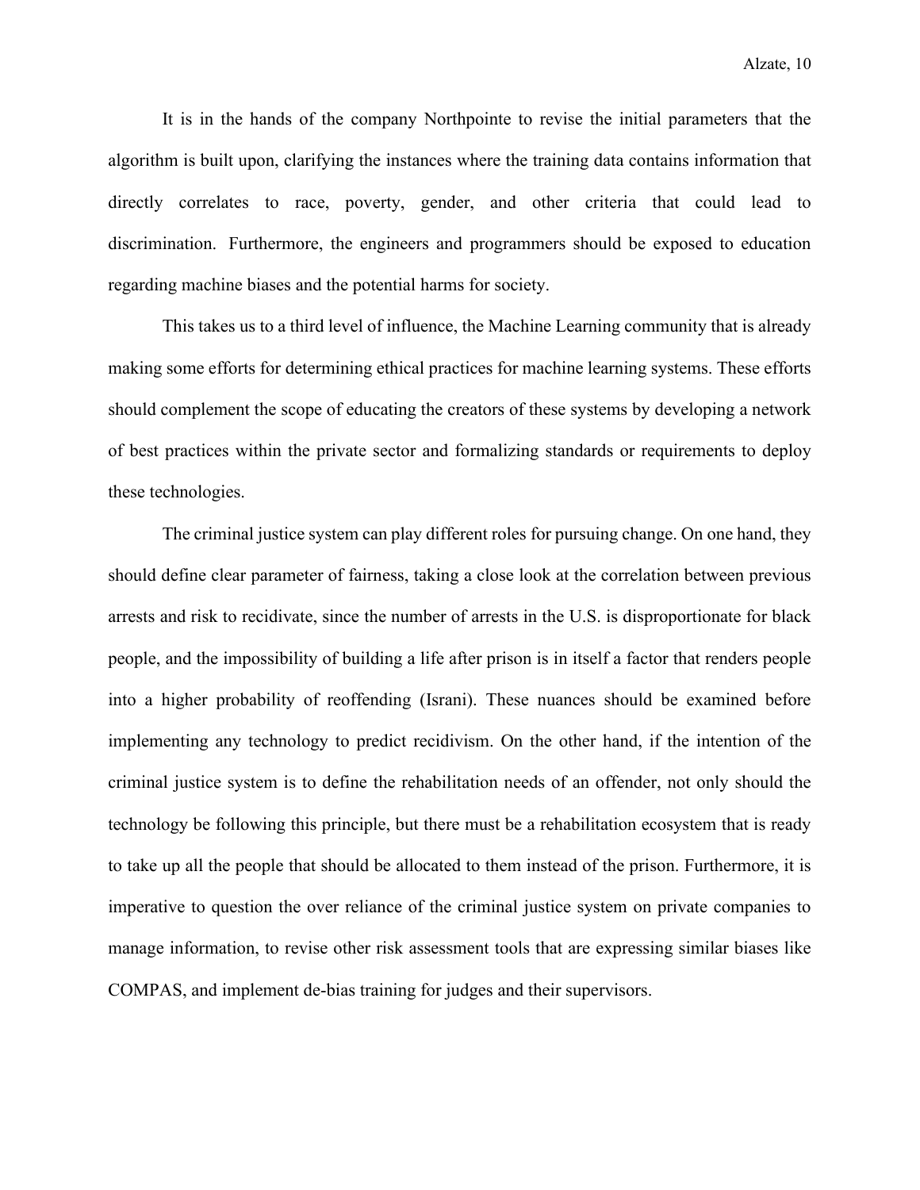It is in the hands of the company Northpointe to revise the initial parameters that the algorithm is built upon, clarifying the instances where the training data contains information that directly correlates to race, poverty, gender, and other criteria that could lead to discrimination. Furthermore, the engineers and programmers should be exposed to education regarding machine biases and the potential harms for society.

This takes us to a third level of influence, the Machine Learning community that is already making some efforts for determining ethical practices for machine learning systems. These efforts should complement the scope of educating the creators of these systems by developing a network of best practices within the private sector and formalizing standards or requirements to deploy these technologies.

The criminal justice system can play different roles for pursuing change. On one hand, they should define clear parameter of fairness, taking a close look at the correlation between previous arrests and risk to recidivate, since the number of arrests in the U.S. is disproportionate for black people, and the impossibility of building a life after prison is in itself a factor that renders people into a higher probability of reoffending (Israni). These nuances should be examined before implementing any technology to predict recidivism. On the other hand, if the intention of the criminal justice system is to define the rehabilitation needs of an offender, not only should the technology be following this principle, but there must be a rehabilitation ecosystem that is ready to take up all the people that should be allocated to them instead of the prison. Furthermore, it is imperative to question the over reliance of the criminal justice system on private companies to manage information, to revise other risk assessment tools that are expressing similar biases like COMPAS, and implement de-bias training for judges and their supervisors.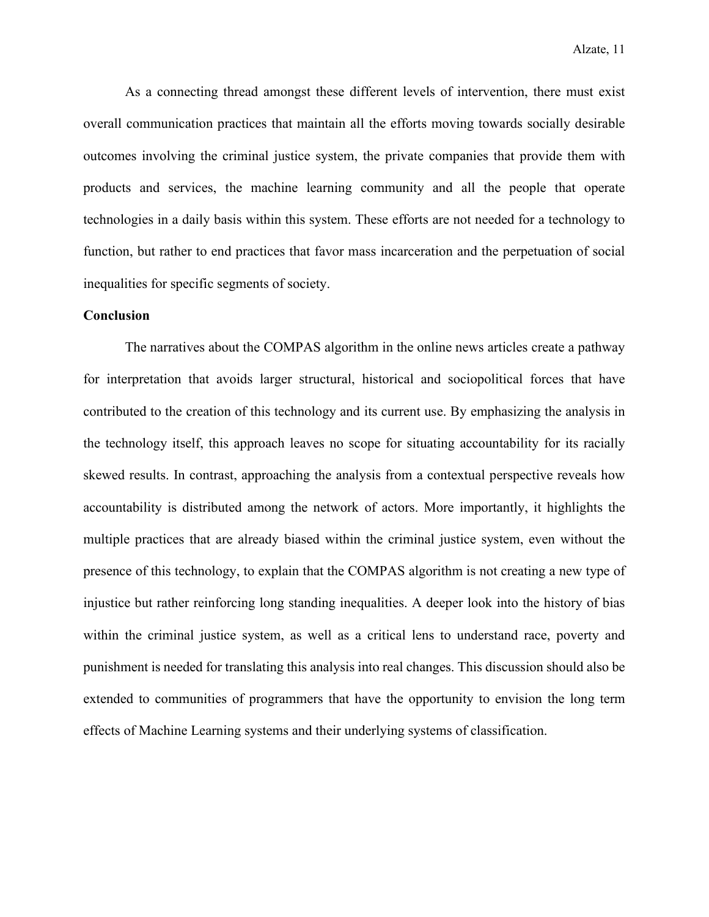As a connecting thread amongst these different levels of intervention, there must exist overall communication practices that maintain all the efforts moving towards socially desirable outcomes involving the criminal justice system, the private companies that provide them with products and services, the machine learning community and all the people that operate technologies in a daily basis within this system. These efforts are not needed for a technology to function, but rather to end practices that favor mass incarceration and the perpetuation of social inequalities for specific segments of society.

**Conclusion**

The narratives about the COMPAS algorithm in the online news articles create a pathway for interpretation that avoids larger structural, historical and sociopolitical forces that have contributed to the creation of this technology and its current use. By emphasizing the analysis in the technology itself, this approach leaves no scope for situating accountability for its racially skewed results. In contrast, approaching the analysis from a contextual perspective reveals how accountability is distributed among the network of actors. More importantly, it highlights the multiple practices that are already biased within the criminal justice system, even without the presence of this technology, to explain that the COMPAS algorithm is not creating a new type of injustice but rather reinforcing long standing inequalities. A deeper look into the history of bias within the criminal justice system, as well as a critical lens to understand race, poverty and punishment is needed for translating this analysis into real changes. This discussion should also be extended to communities of programmers that have the opportunity to envision the long term effects of Machine Learning systems and their underlying systems of classification.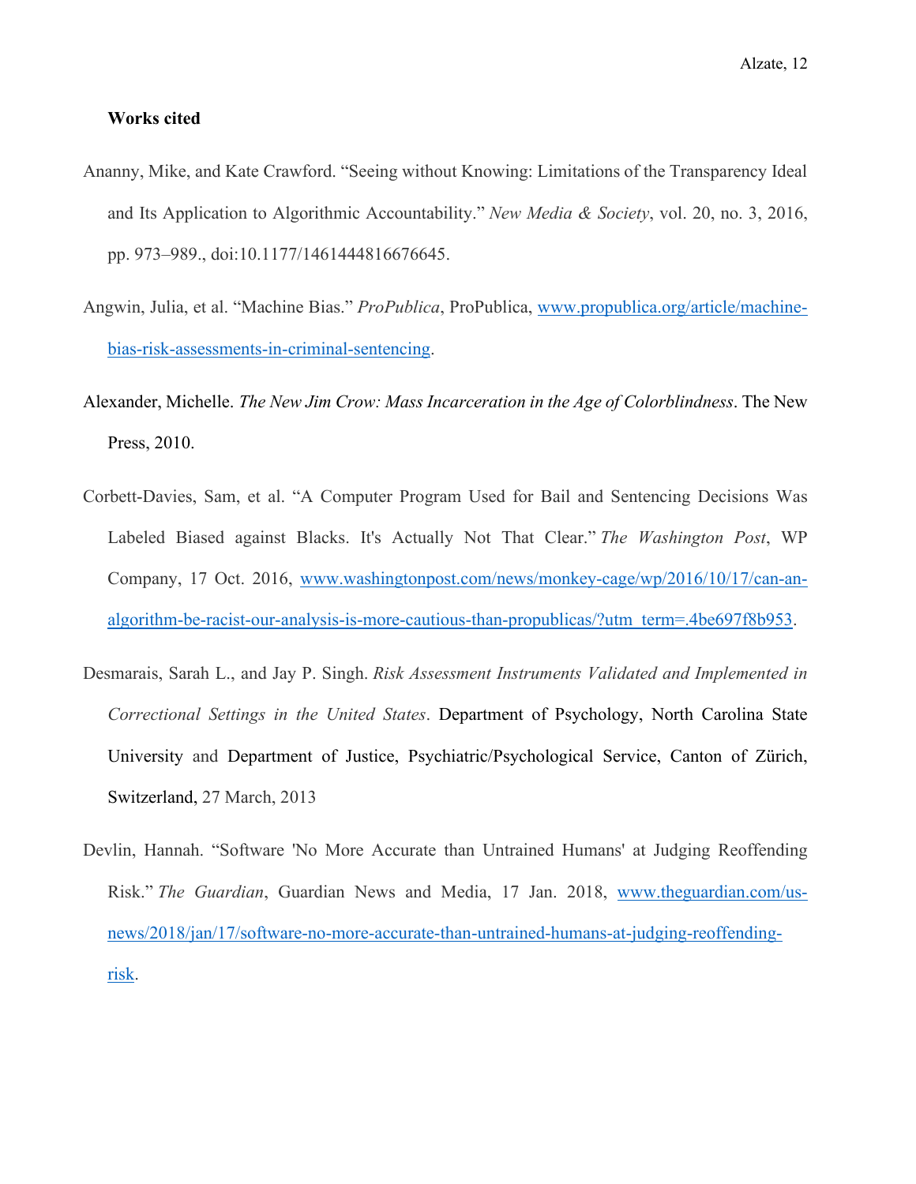**Works cited**

Ananny, Mike, and Kate Crawford. "Seeing without Knowing: Limitations of the Transparency Ideal and Its Application to Algorithmic Accountability." *New Media & Society*, vol. 20, no. 3, 2016, pp. 973–989., doi:10.1177/1461444816676645.

Angwin, Julia, et al. "Machine Bias." *ProPublica*, ProPublica, www.propublica.org/article/machine-bias-risk-assessments-in-criminal-sentencing.

Alexander, Michelle. *The New Jim Crow: Mass Incarceration in the Age of Colorblindness*. The New Press, 2010.

Corbett-Davies, Sam, et al. "A Computer Program Used for Bail and Sentencing Decisions Was Labeled Biased against Blacks. It's Actually Not That Clear." *The Washington Post*, WP Company, 17 Oct. 2016, www.washingtonpost.com/news/monkey-cage/wp/2016/10/17/can-an-algorithm-be-racist-our-analysis-is-more-cautious-than-propublicas/?utm_term=.4be697f8b953.

Desmarais, Sarah L., and Jay P. Singh. *Risk Assessment Instruments Validated and Implemented in Correctional Settings in the United States*. Department of Psychology, North Carolina State University and Department of Justice, Psychiatric/Psychological Service, Canton of Zürich, Switzerland, 27 March, 2013

Devlin, Hannah. "Software 'No More Accurate than Untrained Humans' at Judging Reoffending Risk." *The Guardian*, Guardian News and Media, 17 Jan. 2018, www.theguardian.com/us-news/2018/jan/17/software-no-more-accurate-than-untrained-humans-at-judging-reoffending-risk.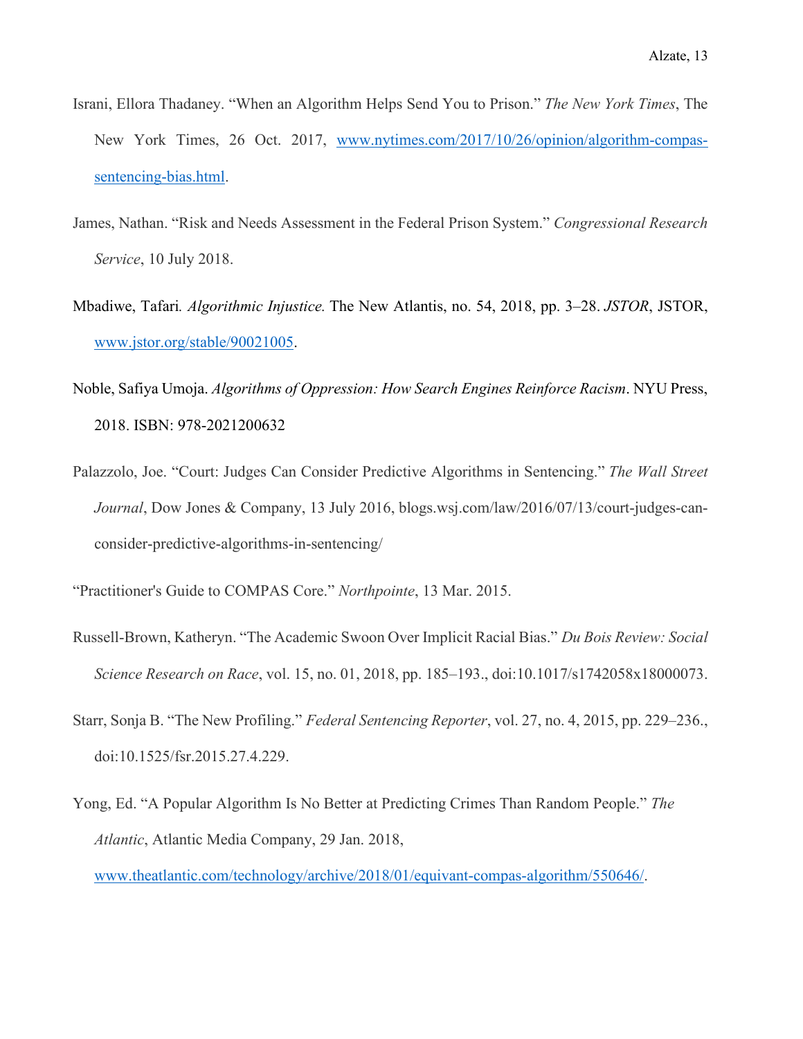Israni, Ellora Thadaney. “When an Algorithm Helps Send You to Prison.” *The New York Times*, The New York Times, 26 Oct. 2017, [www.nytimes.com/2017/10/26/opinion/algorithm-compas-sentencing-bias.html](www.nytimes.com/2017/10/26/opinion/algorithm-compas-sentencing-bias.html).

James, Nathan. “Risk and Needs Assessment in the Federal Prison System.” *Congressional Research Service*, 10 July 2018.

Mbadiwe, Tafari. *Algorithmic Injustice.* The New Atlantis, no. 54, 2018, pp. 3–28. *JSTOR*, JSTOR, [www.jstor.org/stable/90021005](www.jstor.org/stable/90021005).

Noble, Safiya Umoja. *Algorithms of Oppression: How Search Engines Reinforce Racism*. NYU Press, 2018. ISBN: 978-2021200632

Palazzolo, Joe. “Court: Judges Can Consider Predictive Algorithms in Sentencing.” *The Wall Street Journal*, Dow Jones & Company, 13 July 2016, blogs.wsj.com/law/2016/07/13/court-judges-can-consider-predictive-algorithms-in-sentencing/

“Practitioner's Guide to COMPAS Core.” *Northpointe*, 13 Mar. 2015.

Russell-Brown, Katheryn. “The Academic Swoon Over Implicit Racial Bias.” *Du Bois Review: Social Science Research on Race*, vol. 15, no. 01, 2018, pp. 185–193., doi:10.1017/s1742058x18000073.

Starr, Sonja B. “The New Profiling.” *Federal Sentencing Reporter*, vol. 27, no. 4, 2015, pp. 229–236., doi:10.1525/fsr.2015.27.4.229.

Yong, Ed. “A Popular Algorithm Is No Better at Predicting Crimes Than Random People.” *The Atlantic*, Atlantic Media Company, 29 Jan. 2018, [www.theatlantic.com/technology/archive/2018/01/equivant-compas-algorithm/550646/](www.theatlantic.com/technology/archive/2018/01/equivant-compas-algorithm/550646/).